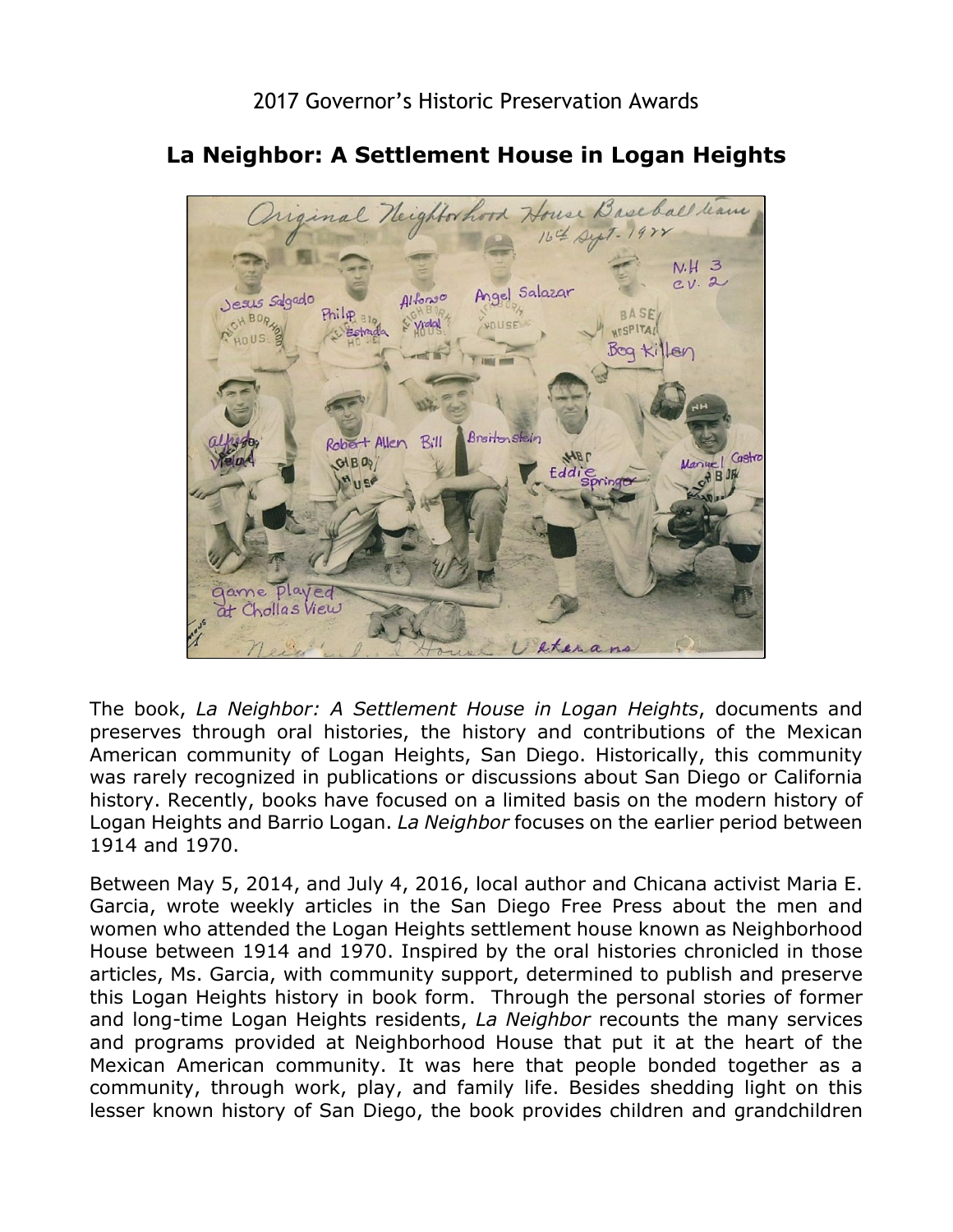2017 Governor's Historic Preservation Awards

# La Neighbor: A Settlement House in Logan Heights

The book, *La Neighbor: A Settlement House in Logan Heights*, documents and preserves through oral histories, the history and contributions of the Mexican American community of Logan Heights, San Diego. Historically, this community was rarely recognized in publications or discussions about San Diego or California history. Recently, books have focused on a limited basis on the modern history of Logan Heights and Barrio Logan. *La Neighbor* focuses on the earlier period between 1914 and 1970.

Between May 5, 2014, and July 4, 2016, local author and Chicana activist Maria E. Garcia, wrote weekly articles in the San Diego Free Press about the men and women who attended the Logan Heights settlement house known as Neighborhood House between 1914 and 1970. Inspired by the oral histories chronicled in those articles, Ms. Garcia, with community support, determined to publish and preserve this Logan Heights history in book form. Through the personal stories of former and long-time Logan Heights residents, *La Neighbor* recounts the many services and programs provided at Neighborhood House that put it at the heart of the Mexican American community. It was here that people bonded together as a community, through work, play, and family life. Besides shedding light on this lesser known history of San Diego, the book provides children and grandchildren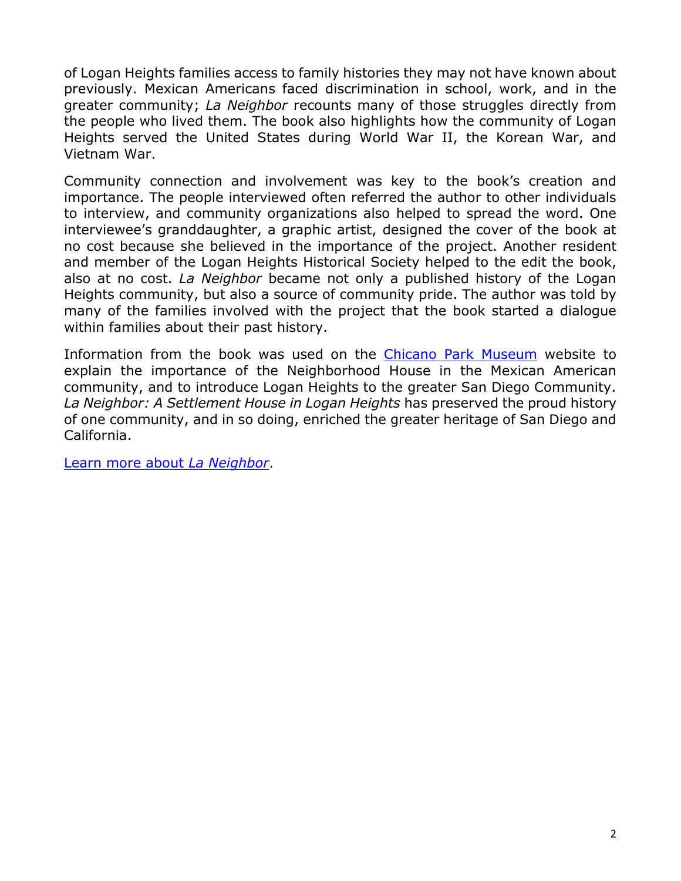of Logan Heights families access to family histories they may not have known about previously. Mexican Americans faced discrimination in school, work, and in the greater community; *La Neighbor* recounts many of those struggles directly from the people who lived them. The book also highlights how the community of Logan Heights served the United States during World War II, the Korean War, and Vietnam War.

Community connection and involvement was key to the book's creation and importance. The people interviewed often referred the author to other individuals to interview, and community organizations also helped to spread the word. One interviewee's granddaughter, a graphic artist, designed the cover of the book at no cost because she believed in the importance of the project. Another resident and member of the Logan Heights Historical Society helped to the edit the book, also at no cost. *La Neighbor* became not only a published history of the Logan Heights community, but also a source of community pride. The author was told by many of the families involved with the project that the book started a dialogue within families about their past history.

Information from the book was used on the Chicano Park Museum website to explain the importance of the Neighborhood House in the Mexican American community, and to introduce Logan Heights to the greater San Diego Community. *La Neighbor: A Settlement House in Logan Heights* has preserved the proud history of one community, and in so doing, enriched the greater heritage of San Diego and California.

Learn more about *La Neighbor*.